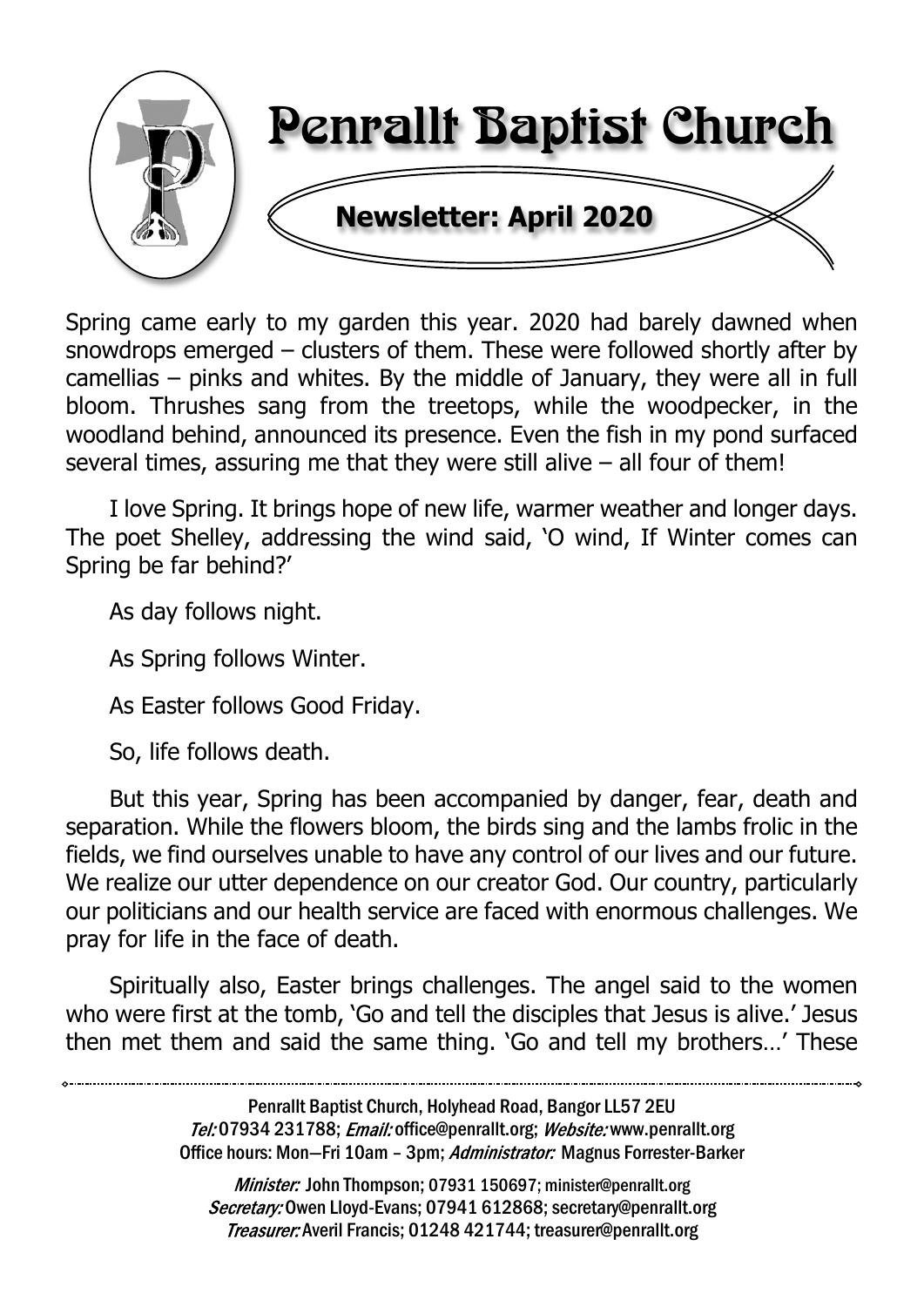# Penrallt Baptist Church

## Newsletter: April 2020

Spring came early to my garden this year. 2020 had barely dawned when snowdrops emerged – clusters of them. These were followed shortly after by camellias – pinks and whites. By the middle of January, they were all in full bloom. Thrushes sang from the treetops, while the woodpecker, in the woodland behind, announced its presence. Even the fish in my pond surfaced several times, assuring me that they were still alive – all four of them!

I love Spring. It brings hope of new life, warmer weather and longer days. The poet Shelley, addressing the wind said, 'O wind, If Winter comes can Spring be far behind?'

As day follows night.

As Spring follows Winter.

As Easter follows Good Friday.

So, life follows death.

But this year, Spring has been accompanied by danger, fear, death and separation. While the flowers bloom, the birds sing and the lambs frolic in the fields, we find ourselves unable to have any control of our lives and our future. We realize our utter dependence on our creator God. Our country, particularly our politicians and our health service are faced with enormous challenges. We pray for life in the face of death.

Spiritually also, Easter brings challenges. The angel said to the women who were first at the tomb, 'Go and tell the disciples that Jesus is alive.' Jesus then met them and said the same thing. 'Go and tell my brothers…' These

---

Penrallt Baptist Church, Holyhead Road, Bangor LL57 2EU
*Tel:* 07934 231788; *Email:* office@penrallt.org; *Website:* www.penrallt.org
Office hours: Mon—Fri 10am – 3pm; *Administrator:* Magnus Forrester-Barker

*Minister:* John Thompson; 07931 150697; minister@penrallt.org
*Secretary:* Owen Lloyd-Evans; 07941 612868; secretary@penrallt.org
*Treasurer:* Averil Francis; 01248 421744; treasurer@penrallt.org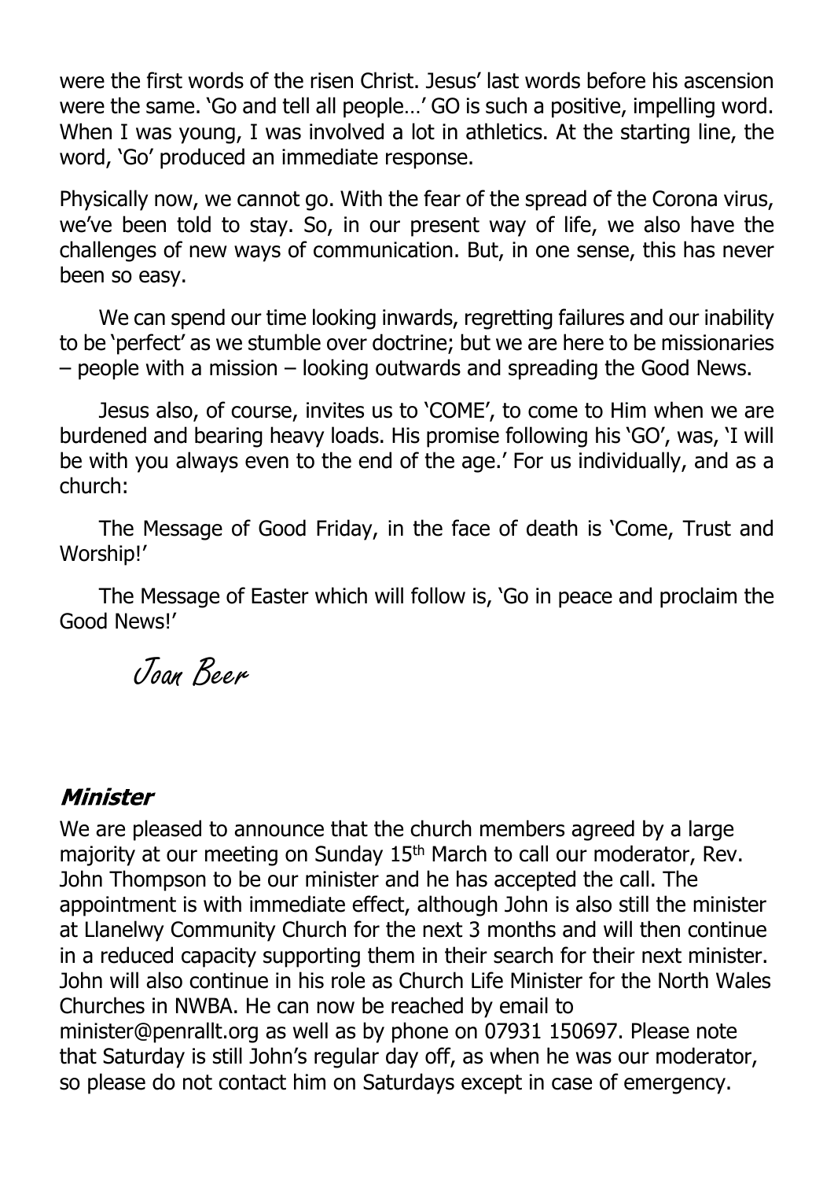were the first words of the risen Christ. Jesus' last words before his ascension were the same. 'Go and tell all people…' GO is such a positive, impelling word. When I was young, I was involved a lot in athletics. At the starting line, the word, 'Go' produced an immediate response.

Physically now, we cannot go. With the fear of the spread of the Corona virus, we've been told to stay. So, in our present way of life, we also have the challenges of new ways of communication. But, in one sense, this has never been so easy.

We can spend our time looking inwards, regretting failures and our inability to be 'perfect' as we stumble over doctrine; but we are here to be missionaries – people with a mission – looking outwards and spreading the Good News.

Jesus also, of course, invites us to 'COME', to come to Him when we are burdened and bearing heavy loads. His promise following his 'GO', was, 'I will be with you always even to the end of the age.' For us individually, and as a church:

The Message of Good Friday, in the face of death is 'Come, Trust and Worship!'

The Message of Easter which will follow is, 'Go in peace and proclaim the Good News!'

*Joan Beer*

### *Minister*

We are pleased to announce that the church members agreed by a large majority at our meeting on Sunday 15th March to call our moderator, Rev. John Thompson to be our minister and he has accepted the call. The appointment is with immediate effect, although John is also still the minister at Llanelwy Community Church for the next 3 months and will then continue in a reduced capacity supporting them in their search for their next minister. John will also continue in his role as Church Life Minister for the North Wales Churches in NWBA. He can now be reached by email to minister@penrallt.org as well as by phone on 07931 150697. Please note that Saturday is still John's regular day off, as when he was our moderator, so please do not contact him on Saturdays except in case of emergency.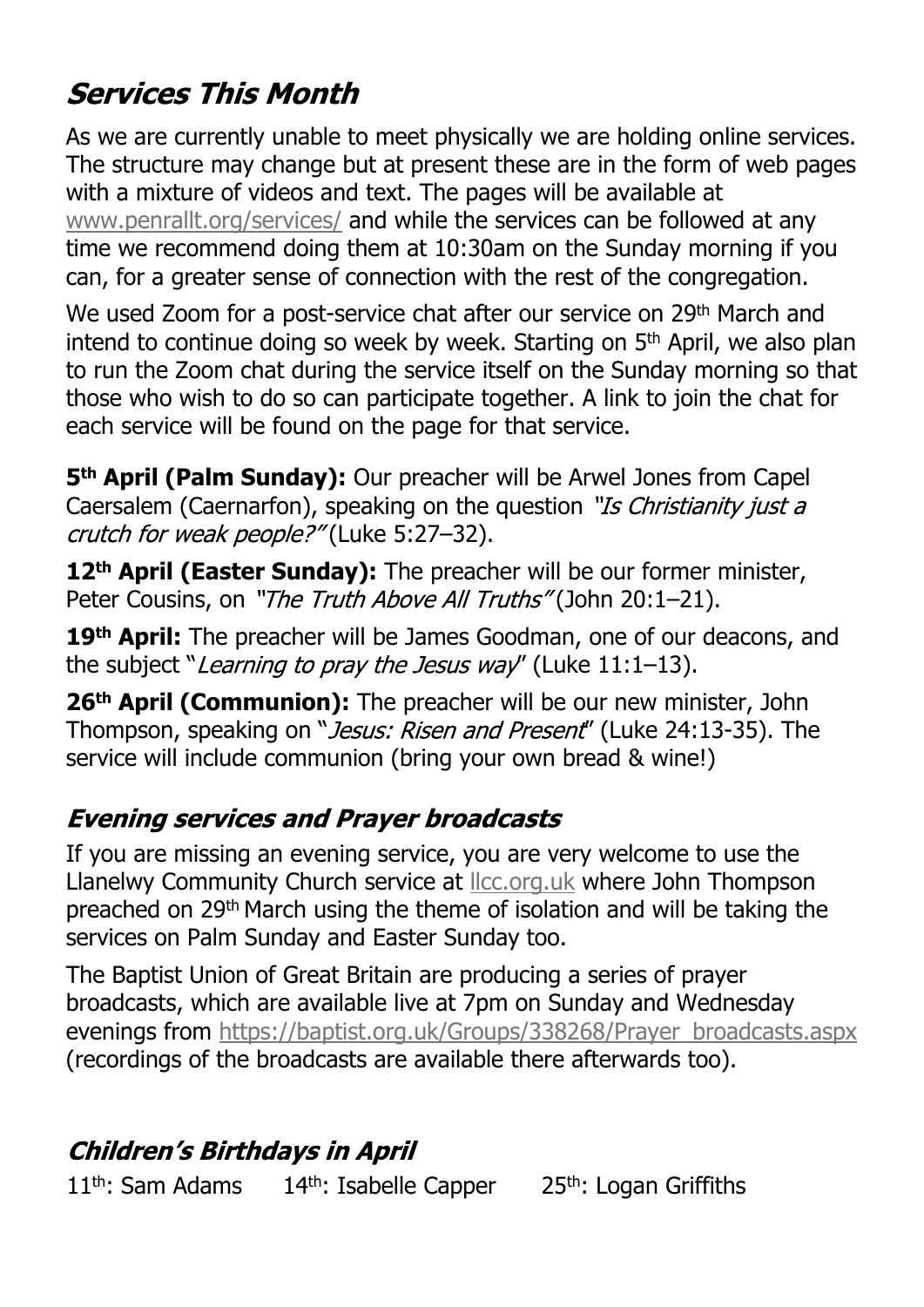## *Services This Month*

As we are currently unable to meet physically we are holding online services. The structure may change but at present these are in the form of web pages with a mixture of videos and text. The pages will be available at www.penrallt.org/services/ and while the services can be followed at any time we recommend doing them at 10:30am on the Sunday morning if you can, for a greater sense of connection with the rest of the congregation.

We used Zoom for a post-service chat after our service on 29th March and intend to continue doing so week by week. Starting on 5th April, we also plan to run the Zoom chat during the service itself on the Sunday morning so that those who wish to do so can participate together. A link to join the chat for each service will be found on the page for that service.

**5th April (Palm Sunday):** Our preacher will be Arwel Jones from Capel Caersalem (Caernarfon), speaking on the question *"Is Christianity just a crutch for weak people?"* (Luke 5:27–32).

**12th April (Easter Sunday):** The preacher will be our former minister, Peter Cousins, on *"The Truth Above All Truths"* (John 20:1–21).

**19th April:** The preacher will be James Goodman, one of our deacons, and the subject "*Learning to pray the Jesus way*" (Luke 11:1–13).

**26th April (Communion):** The preacher will be our new minister, John Thompson, speaking on "*Jesus: Risen and Present*" (Luke 24:13-35). The service will include communion (bring your own bread & wine!)

### *Evening services and Prayer broadcasts*

If you are missing an evening service, you are very welcome to use the Llanelwy Community Church service at llcc.org.uk where John Thompson preached on 29th March using the theme of isolation and will be taking the services on Palm Sunday and Easter Sunday too.

The Baptist Union of Great Britain are producing a series of prayer broadcasts, which are available live at 7pm on Sunday and Wednesday evenings from https://baptist.org.uk/Groups/338268/Prayer_broadcasts.aspx (recordings of the broadcasts are available there afterwards too).

### *Children's Birthdays in April*

11th: Sam Adams 14th: Isabelle Capper 25th: Logan Griffiths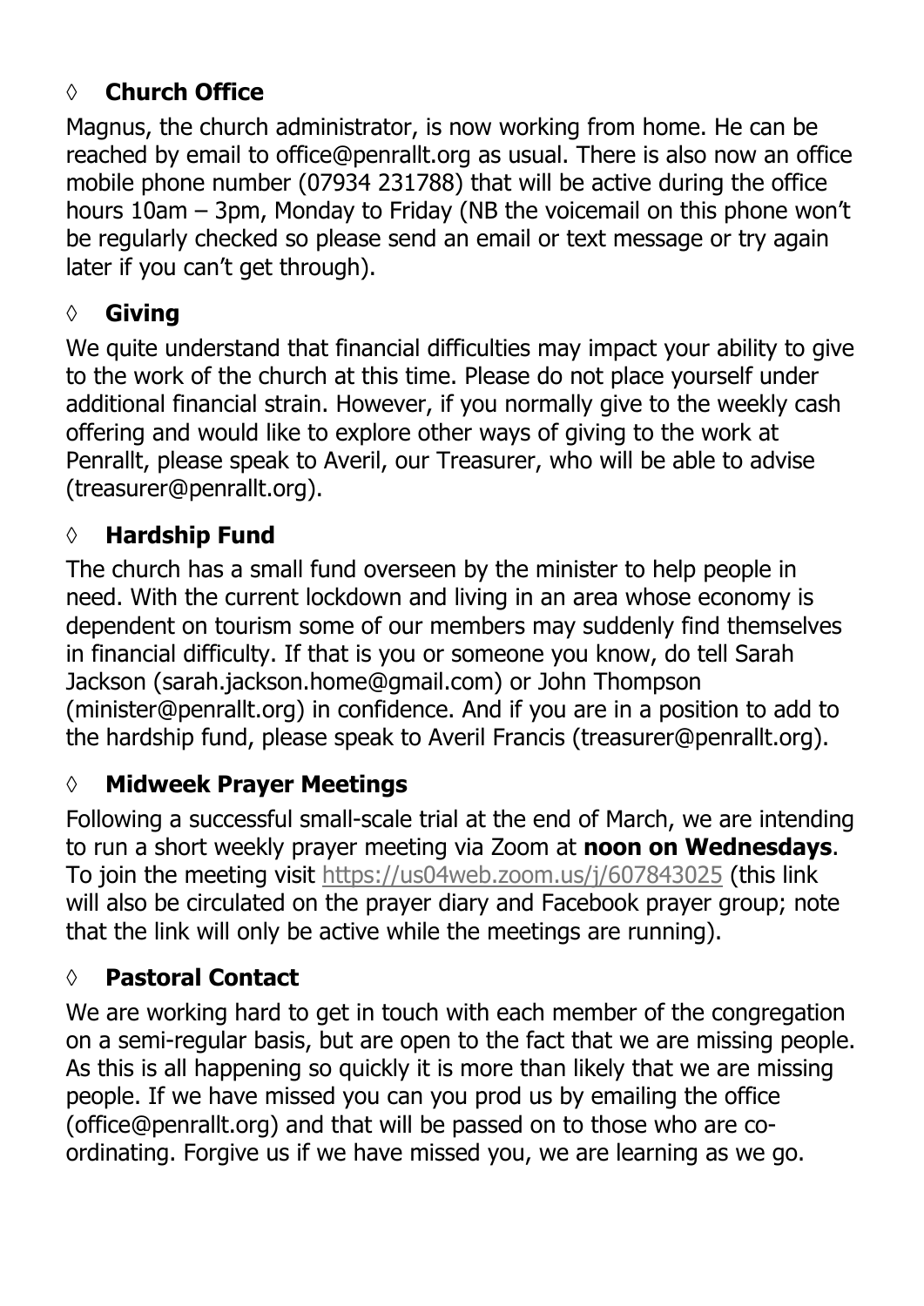## ◊ **Church Office**

Magnus, the church administrator, is now working from home. He can be reached by email to office@penrallt.org as usual. There is also now an office mobile phone number (07934 231788) that will be active during the office hours 10am – 3pm, Monday to Friday (NB the voicemail on this phone won't be regularly checked so please send an email or text message or try again later if you can't get through).

## ◊ **Giving**

We quite understand that financial difficulties may impact your ability to give to the work of the church at this time. Please do not place yourself under additional financial strain. However, if you normally give to the weekly cash offering and would like to explore other ways of giving to the work at Penrallt, please speak to Averil, our Treasurer, who will be able to advise (treasurer@penrallt.org).

## ◊ **Hardship Fund**

The church has a small fund overseen by the minister to help people in need. With the current lockdown and living in an area whose economy is dependent on tourism some of our members may suddenly find themselves in financial difficulty. If that is you or someone you know, do tell Sarah Jackson (sarah.jackson.home@gmail.com) or John Thompson (minister@penrallt.org) in confidence. And if you are in a position to add to the hardship fund, please speak to Averil Francis (treasurer@penrallt.org).

## ◊ **Midweek Prayer Meetings**

Following a successful small-scale trial at the end of March, we are intending to run a short weekly prayer meeting via Zoom at **noon on Wednesdays**. To join the meeting visit https://us04web.zoom.us/j/607843025 (this link will also be circulated on the prayer diary and Facebook prayer group; note that the link will only be active while the meetings are running).

## ◊ **Pastoral Contact**

We are working hard to get in touch with each member of the congregation on a semi-regular basis, but are open to the fact that we are missing people. As this is all happening so quickly it is more than likely that we are missing people. If we have missed you can you prod us by emailing the office (office@penrallt.org) and that will be passed on to those who are co-ordinating. Forgive us if we have missed you, we are learning as we go.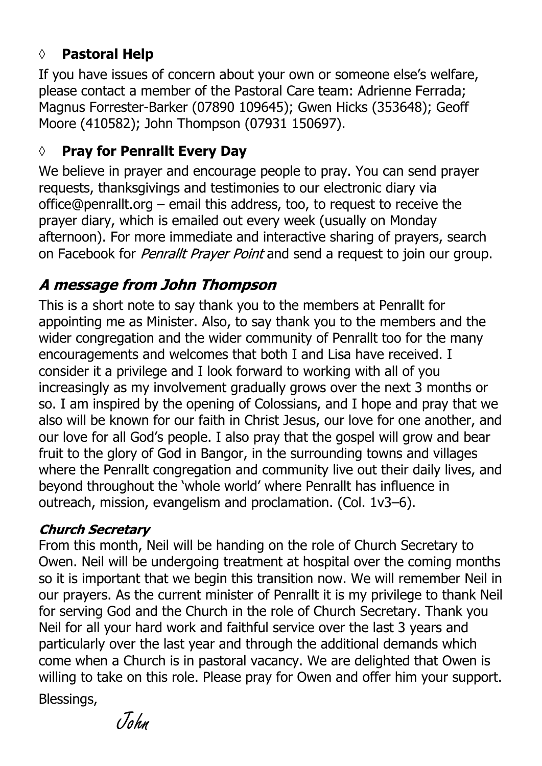- **Pastoral Help**

If you have issues of concern about your own or someone else's welfare, please contact a member of the Pastoral Care team: Adrienne Ferrada; Magnus Forrester-Barker (07890 109645); Gwen Hicks (353648); Geoff Moore (410582); John Thompson (07931 150697).

- **Pray for Penrallt Every Day**

We believe in prayer and encourage people to pray. You can send prayer requests, thanksgivings and testimonies to our electronic diary via office@penrallt.org – email this address, too, to request to receive the prayer diary, which is emailed out every week (usually on Monday afternoon). For more immediate and interactive sharing of prayers, search on Facebook for *Penrallt Prayer Point* and send a request to join our group.

## *A message from John Thompson*

This is a short note to say thank you to the members at Penrallt for appointing me as Minister. Also, to say thank you to the members and the wider congregation and the wider community of Penrallt too for the many encouragements and welcomes that both I and Lisa have received. I consider it a privilege and I look forward to working with all of you increasingly as my involvement gradually grows over the next 3 months or so. I am inspired by the opening of Colossians, and I hope and pray that we also will be known for our faith in Christ Jesus, our love for one another, and our love for all God's people. I also pray that the gospel will grow and bear fruit to the glory of God in Bangor, in the surrounding towns and villages where the Penrallt congregation and community live out their daily lives, and beyond throughout the 'whole world' where Penrallt has influence in outreach, mission, evangelism and proclamation. (Col. 1v3–6).

### *Church Secretary*

From this month, Neil will be handing on the role of Church Secretary to Owen. Neil will be undergoing treatment at hospital over the coming months so it is important that we begin this transition now. We will remember Neil in our prayers. As the current minister of Penrallt it is my privilege to thank Neil for serving God and the Church in the role of Church Secretary. Thank you Neil for all your hard work and faithful service over the last 3 years and particularly over the last year and through the additional demands which come when a Church is in pastoral vacancy. We are delighted that Owen is willing to take on this role. Please pray for Owen and offer him your support.

Blessings,

*John*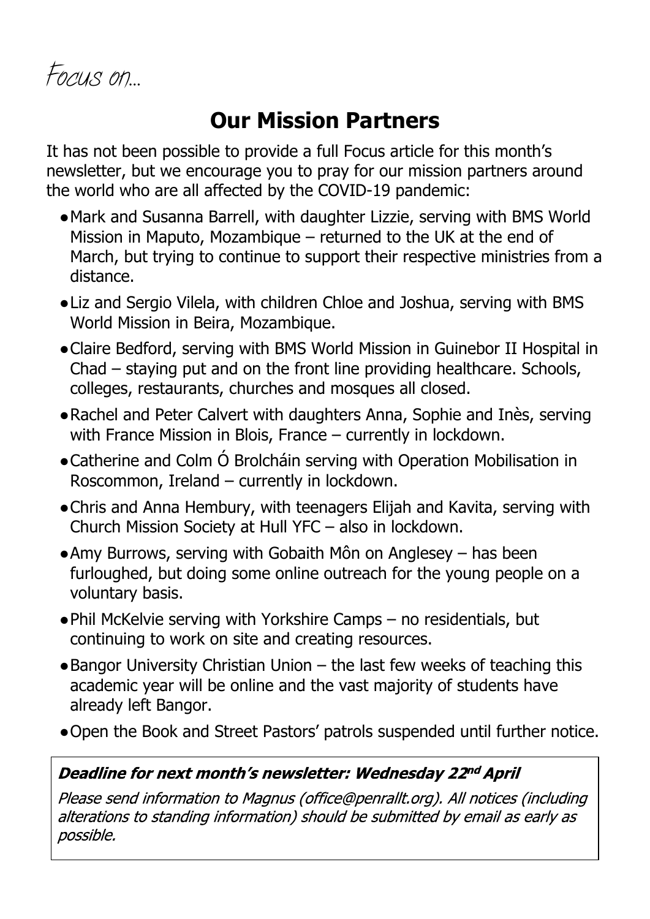*Focus on...*

## Our Mission Partners

It has not been possible to provide a full Focus article for this month's newsletter, but we encourage you to pray for our mission partners around the world who are all affected by the COVID-19 pandemic:

- Mark and Susanna Barrell, with daughter Lizzie, serving with BMS World Mission in Maputo, Mozambique – returned to the UK at the end of March, but trying to continue to support their respective ministries from a distance.
- Liz and Sergio Vilela, with children Chloe and Joshua, serving with BMS World Mission in Beira, Mozambique.
- Claire Bedford, serving with BMS World Mission in Guinebor II Hospital in Chad – staying put and on the front line providing healthcare. Schools, colleges, restaurants, churches and mosques all closed.
- Rachel and Peter Calvert with daughters Anna, Sophie and Inès, serving with France Mission in Blois, France – currently in lockdown.
- Catherine and Colm Ó Brolcháin serving with Operation Mobilisation in Roscommon, Ireland – currently in lockdown.
- Chris and Anna Hembury, with teenagers Elijah and Kavita, serving with Church Mission Society at Hull YFC – also in lockdown.
- Amy Burrows, serving with Gobaith Môn on Anglesey – has been furloughed, but doing some online outreach for the young people on a voluntary basis.
- Phil McKelvie serving with Yorkshire Camps – no residentials, but continuing to work on site and creating resources.
- Bangor University Christian Union – the last few weeks of teaching this academic year will be online and the vast majority of students have already left Bangor.
- Open the Book and Street Pastors' patrols suspended until further notice.

***Deadline for next month's newsletter: Wednesday 22nd April***

*Please send information to Magnus (office@penrallt.org). All notices (including alterations to standing information) should be submitted by email as early as possible.*